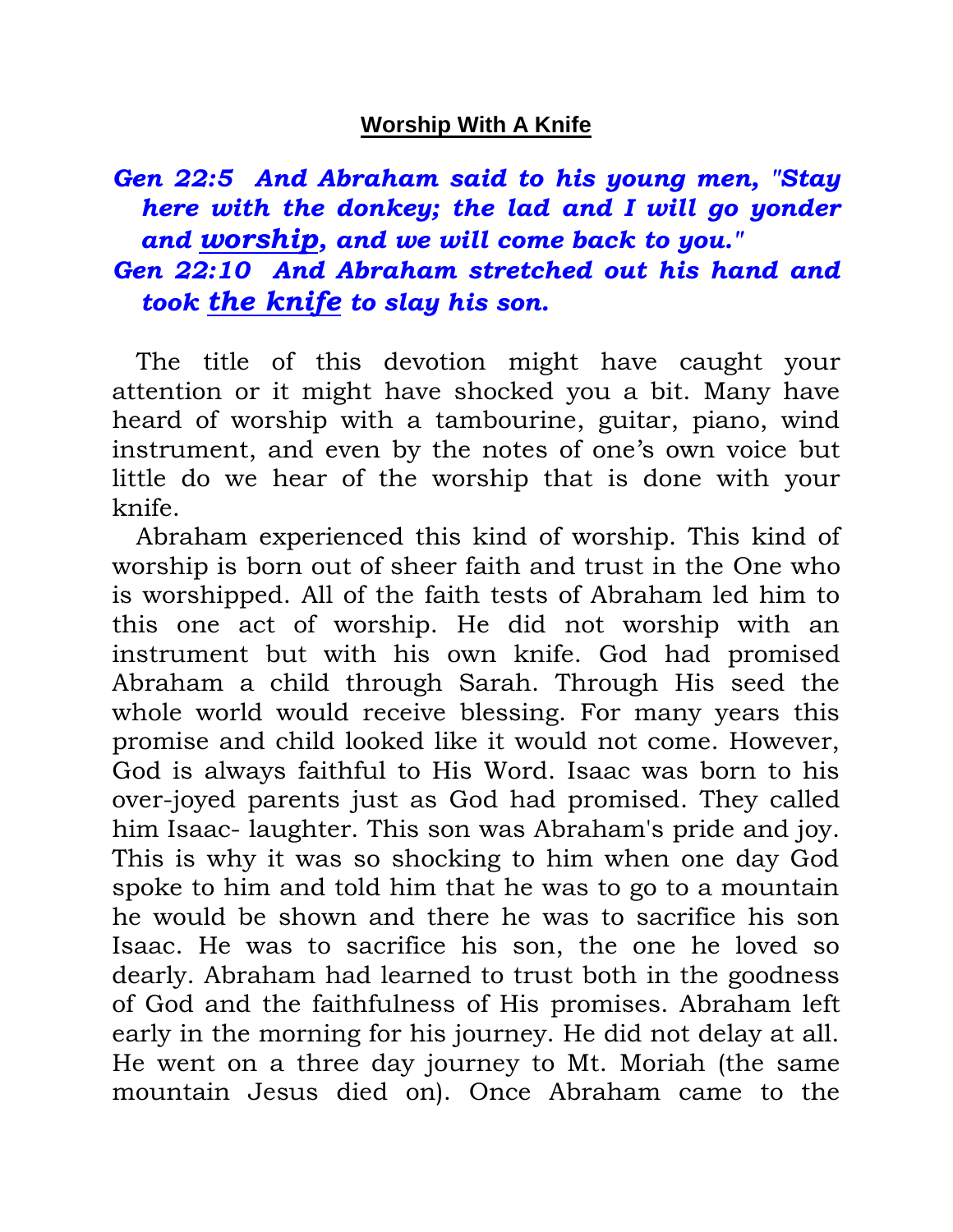# Worship With A Knife

***Gen 22:5 And Abraham said to his young men, "Stay here with the donkey; the lad and I will go yonder and <u>worship</u>, and we will come back to you."***

***Gen 22:10 And Abraham stretched out his hand and took <u>the knife</u> to slay his son.***

The title of this devotion might have caught your attention or it might have shocked you a bit. Many have heard of worship with a tambourine, guitar, piano, wind instrument, and even by the notes of one's own voice but little do we hear of the worship that is done with your knife.

Abraham experienced this kind of worship. This kind of worship is born out of sheer faith and trust in the One who is worshipped. All of the faith tests of Abraham led him to this one act of worship. He did not worship with an instrument but with his own knife. God had promised Abraham a child through Sarah. Through His seed the whole world would receive blessing. For many years this promise and child looked like it would not come. However, God is always faithful to His Word. Isaac was born to his over-joyed parents just as God had promised. They called him Isaac- laughter. This son was Abraham's pride and joy. This is why it was so shocking to him when one day God spoke to him and told him that he was to go to a mountain he would be shown and there he was to sacrifice his son Isaac. He was to sacrifice his son, the one he loved so dearly. Abraham had learned to trust both in the goodness of God and the faithfulness of His promises. Abraham left early in the morning for his journey. He did not delay at all. He went on a three day journey to Mt. Moriah (the same mountain Jesus died on). Once Abraham came to the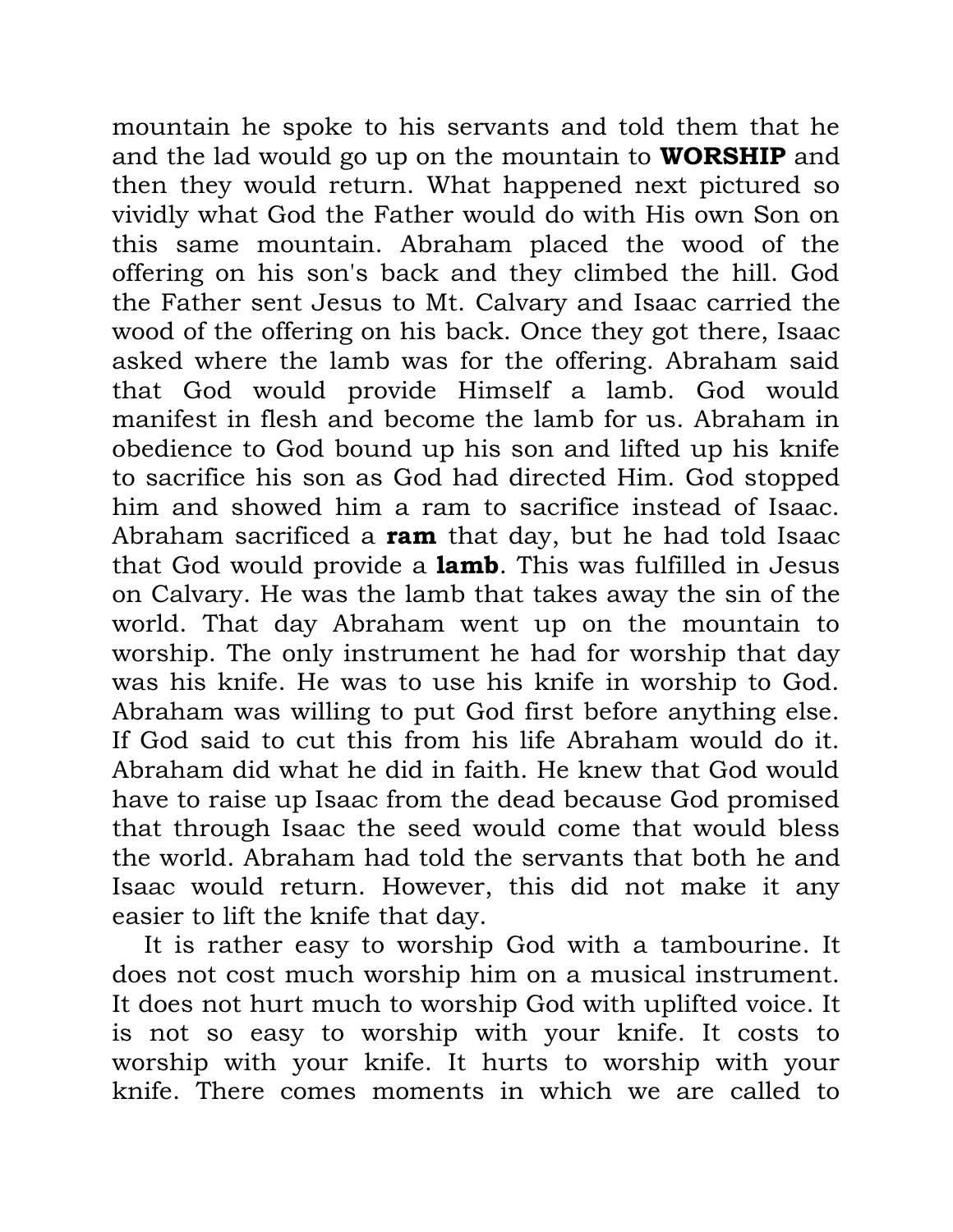mountain he spoke to his servants and told them that he and the lad would go up on the mountain to **WORSHIP** and then they would return. What happened next pictured so vividly what God the Father would do with His own Son on this same mountain. Abraham placed the wood of the offering on his son's back and they climbed the hill. God the Father sent Jesus to Mt. Calvary and Isaac carried the wood of the offering on his back. Once they got there, Isaac asked where the lamb was for the offering. Abraham said that God would provide Himself a lamb. God would manifest in flesh and become the lamb for us. Abraham in obedience to God bound up his son and lifted up his knife to sacrifice his son as God had directed Him. God stopped him and showed him a ram to sacrifice instead of Isaac. Abraham sacrificed a **ram** that day, but he had told Isaac that God would provide a **lamb**. This was fulfilled in Jesus on Calvary. He was the lamb that takes away the sin of the world. That day Abraham went up on the mountain to worship. The only instrument he had for worship that day was his knife. He was to use his knife in worship to God. Abraham was willing to put God first before anything else. If God said to cut this from his life Abraham would do it. Abraham did what he did in faith. He knew that God would have to raise up Isaac from the dead because God promised that through Isaac the seed would come that would bless the world. Abraham had told the servants that both he and Isaac would return. However, this did not make it any easier to lift the knife that day.

It is rather easy to worship God with a tambourine. It does not cost much worship him on a musical instrument. It does not hurt much to worship God with uplifted voice. It is not so easy to worship with your knife. It costs to worship with your knife. It hurts to worship with your knife. There comes moments in which we are called to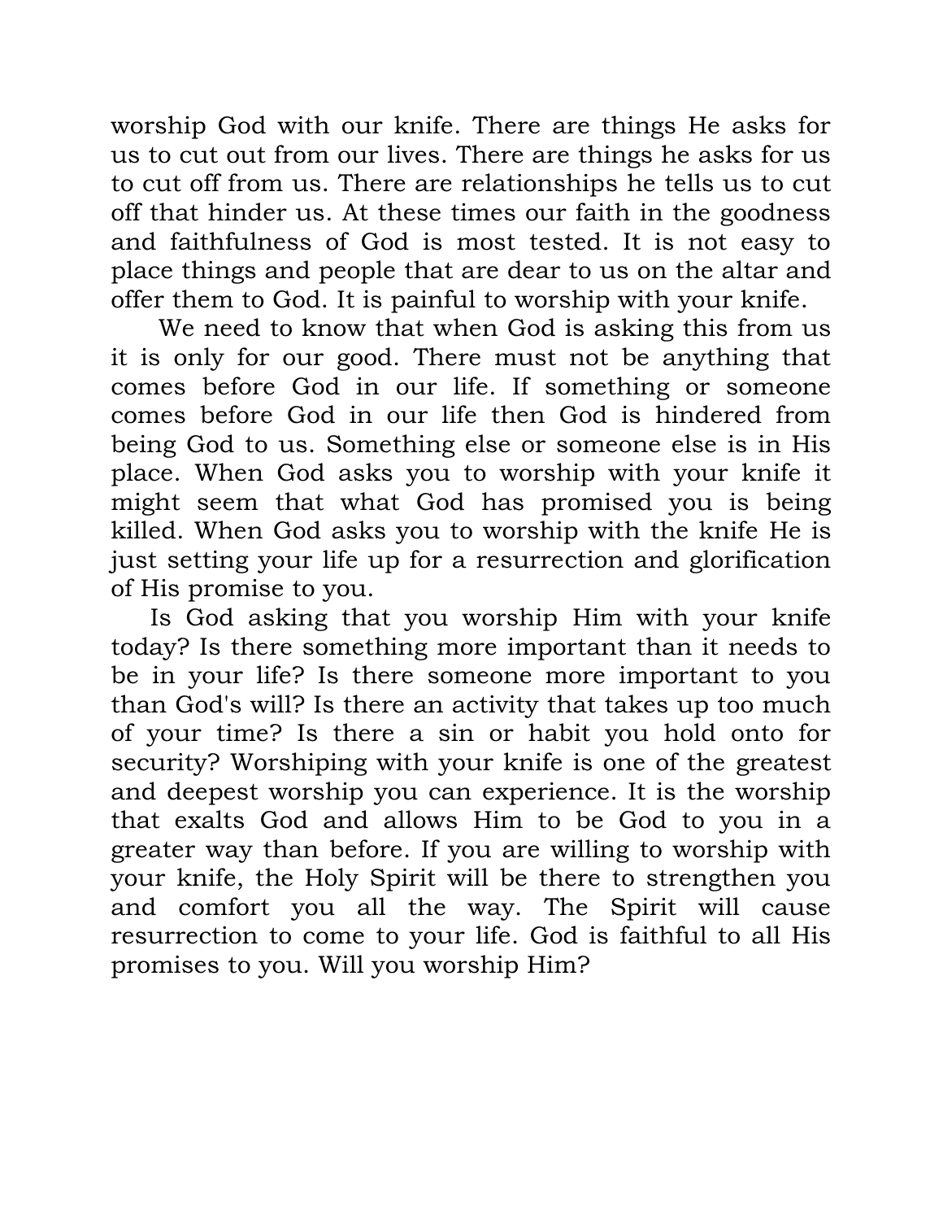worship God with our knife. There are things He asks for us to cut out from our lives. There are things he asks for us to cut off from us. There are relationships he tells us to cut off that hinder us. At these times our faith in the goodness and faithfulness of God is most tested. It is not easy to place things and people that are dear to us on the altar and offer them to God. It is painful to worship with your knife.

We need to know that when God is asking this from us it is only for our good. There must not be anything that comes before God in our life. If something or someone comes before God in our life then God is hindered from being God to us. Something else or someone else is in His place. When God asks you to worship with your knife it might seem that what God has promised you is being killed. When God asks you to worship with the knife He is just setting your life up for a resurrection and glorification of His promise to you.

Is God asking that you worship Him with your knife today? Is there something more important than it needs to be in your life? Is there someone more important to you than God's will? Is there an activity that takes up too much of your time? Is there a sin or habit you hold onto for security? Worshiping with your knife is one of the greatest and deepest worship you can experience. It is the worship that exalts God and allows Him to be God to you in a greater way than before. If you are willing to worship with your knife, the Holy Spirit will be there to strengthen you and comfort you all the way. The Spirit will cause resurrection to come to your life. God is faithful to all His promises to you. Will you worship Him?